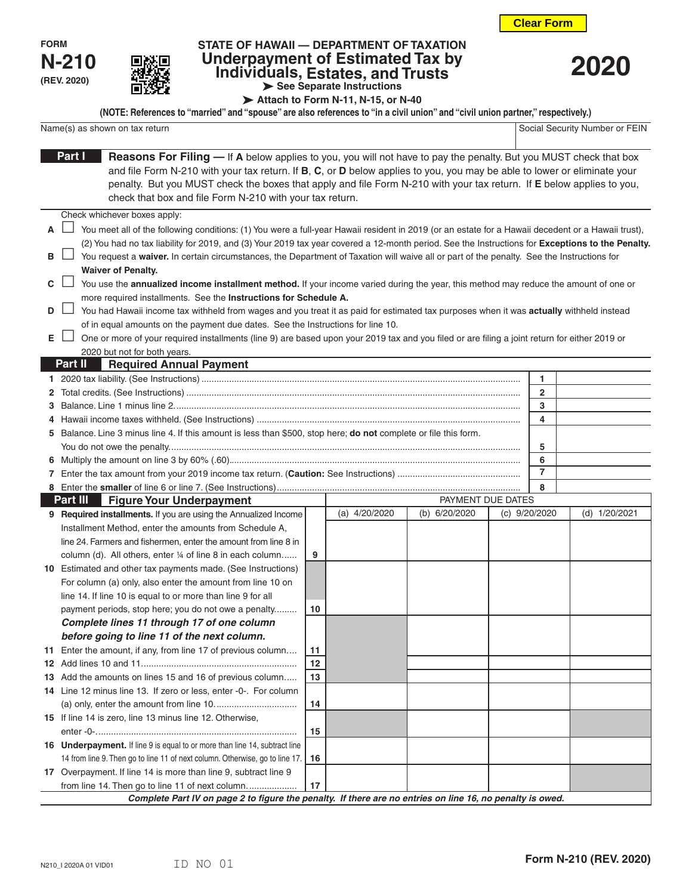FORM **N-210** (REV. 2020)

STATE OF HAWAII — DEPARTMENT OF TAXATION

# Underpayment of Estimated Tax by Individuals, Estates, and Trusts

**2020**

➤ See Separate Instructions

➤ Attach to Form N-11, N-15, or N-40

**(NOTE: References to "married" and "spouse" are also references to "in a civil union" and "civil union partner," respectively.)**

| Name(s) as shown on tax return | Social Security Number or FEIN |
|---|---|
| | |

## Part I Reasons For Filing

**Reasons For Filing —** If **A** below applies to you, you will not have to pay the penalty. But you MUST check that box and file Form N-210 with your tax return. If **B**, **C**, or **D** below applies to you, you may be able to lower or eliminate your penalty. But you MUST check the boxes that apply and file Form N-210 with your tax return. If **E** below applies to you, check that box and file Form N-210 with your tax return.

Check whichever boxes apply:

**A** ☐ You meet all of the following conditions: (1) You were a full-year Hawaii resident in 2019 (or an estate for a Hawaii decedent or a Hawaii trust), (2) You had no tax liability for 2019, and (3) Your 2019 tax year covered a 12-month period. See the Instructions for **Exceptions to the Penalty.**

**B** ☐ You request a **waiver.** In certain circumstances, the Department of Taxation will waive all or part of the penalty. See the Instructions for **Waiver of Penalty.**

**C** ☐ You use the **annualized income installment method.** If your income varied during the year, this method may reduce the amount of one or more required installments. See the **Instructions for Schedule A.**

**D** ☐ You had Hawaii income tax withheld from wages and you treat it as paid for estimated tax purposes when it was **actually** withheld instead of in equal amounts on the payment due dates. See the Instructions for line 10.

**E** ☐ One or more of your required installments (line 9) are based upon your 2019 tax and you filed or are filing a joint return for either 2019 or 2020 but not for both years.

## Part II Required Annual Payment

| | | | |
|---|---|---|---|
| 1 | 2020 tax liability. (See Instructions) | 1 | |
| 2 | Total credits. (See Instructions) | 2 | |
| 3 | Balance. Line 1 minus line 2. | 3 | |
| 4 | Hawaii income taxes withheld. (See Instructions) | 4 | |
| 5 | Balance. Line 3 minus line 4. If this amount is less than $500, stop here; **do not** complete or file this form. You do not owe the penalty. | 5 | |
| 6 | Multiply the amount on line 3 by 60% (.60) | 6 | |
| 7 | Enter the tax amount from your 2019 income tax return. (**Caution:** See Instructions) | 7 | |
| 8 | Enter the **smaller** of line 6 or line 7. (See Instructions) | 8 | |

## Part III Figure Your Underpayment

| | | | PAYMENT DUE DATES | | | |
|---|---|---|---|---|---|---|
| | | | (a) 4/20/2020 | (b) 6/20/2020 | (c) 9/20/2020 | (d) 1/20/2021 |
| 9 | **Required installments.** If you are using the Annualized Income Installment Method, enter the amounts from Schedule A, line 24. Farmers and fishermen, enter the amount from line 8 in column (d). All others, enter ¼ of line 8 in each column. | 9 | | | | |
| 10 | Estimated and other tax payments made. (See Instructions) For column (a) only, also enter the amount from line 10 on line 14. If line 10 is equal to or more than line 9 for all payment periods, stop here; you do not owe a penalty. | 10 | | | | |
| | ***Complete lines 11 through 17 of one column before going to line 11 of the next column.*** | | | | | |
| 11 | Enter the amount, if any, from line 17 of previous column. | 11 | | | | |
| 12 | Add lines 10 and 11 | 12 | | | | |
| 13 | Add the amounts on lines 15 and 16 of previous column. | 13 | | | | |
| 14 | Line 12 minus line 13. If zero or less, enter -0-. For column (a) only, enter the amount from line 10. | 14 | | | | |
| 15 | If line 14 is zero, line 13 minus line 12. Otherwise, enter -0-. | 15 | | | | |
| 16 | **Underpayment.** If line 9 is equal to or more than line 14, subtract line 14 from line 9. Then go to line 11 of next column. Otherwise, go to line 17. | 16 | | | | |
| 17 | Overpayment. If line 14 is more than line 9, subtract line 9 from line 14. Then go to line 11 of next column. | 17 | | | | |

***Complete Part IV on page 2 to figure the penalty. If there are no entries on line 16, no penalty is owed.***

N210_I 2020A 01 VID01 ID NO 01 Form N-210 (REV. 2020)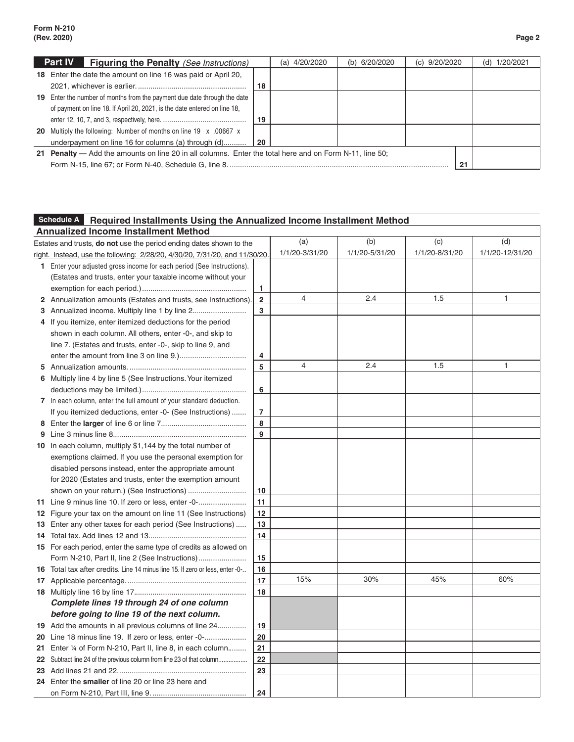**Form N-210**
**(Rev. 2020)**

| Part IV Figuring the Penalty *(See Instructions)* | | (a) 4/20/2020 | (b) 6/20/2020 | (c) 9/20/2020 | (d) 1/20/2021 |
|---|---|---|---|---|---|
| **18** Enter the date the amount on line 16 was paid or April 20, 2021, whichever is earlier. | 18 | | | | |
| **19** Enter the number of months from the payment due date through the date of payment on line 18. If April 20, 2021, is the date entered on line 18, enter 12, 10, 7, and 3, respectively, here. | 19 | | | | |
| **20** Multiply the following: Number of months on line 19 x .00667 x underpayment on line 16 for columns (a) through (d) | 20 | | | | |
| **21 Penalty** — Add the amounts on line 20 in all columns. Enter the total here and on Form N-11, line 50; Form N-15, line 67; or Form N-40, Schedule G, line 8. | | | | 21 | |

## Schedule A Required Installments Using the Annualized Income Installment Method

| **Annualized Income Installment Method** Estates and trusts, **do not** use the period ending dates shown to the right. Instead, use the following: 2/28/20, 4/30/20, 7/31/20, and 11/30/20. | | (a) 1/1/20-3/31/20 | (b) 1/1/20-5/31/20 | (c) 1/1/20-8/31/20 | (d) 1/1/20-12/31/20 |
|---|---|---|---|---|---|
| **1** Enter your adjusted gross income for each period (See Instructions). (Estates and trusts, enter your taxable income without your exemption for each period.) | 1 | | | | |
| **2** Annualization amounts (Estates and trusts, see Instructions). | 2 | 4 | 2.4 | 1.5 | 1 |
| **3** Annualized income. Multiply line 1 by line 2 | 3 | | | | |
| **4** If you itemize, enter itemized deductions for the period shown in each column. All others, enter -0-, and skip to line 7. (Estates and trusts, enter -0-, skip to line 9, and enter the amount from line 3 on line 9.) | 4 | | | | |
| **5** Annualization amounts. | 5 | 4 | 2.4 | 1.5 | 1 |
| **6** Multiply line 4 by line 5 (See Instructions. Your itemized deductions may be limited.) | 6 | | | | |
| **7** In each column, enter the full amount of your standard deduction. If you itemized deductions, enter -0- (See Instructions) | 7 | | | | |
| **8** Enter the **larger** of line 6 or line 7 | 8 | | | | |
| **9** Line 3 minus line 8 | 9 | | | | |
| **10** In each column, multiply $1,144 by the total number of exemptions claimed. If you use the personal exemption for disabled persons instead, enter the appropriate amount for 2020 (Estates and trusts, enter the exemption amount shown on your return.) (See Instructions) | 10 | | | | |
| **11** Line 9 minus line 10. If zero or less, enter -0- | 11 | | | | |
| **12** Figure your tax on the amount on line 11 (See Instructions) | 12 | | | | |
| **13** Enter any other taxes for each period (See Instructions) | 13 | | | | |
| **14** Total tax. Add lines 12 and 13 | 14 | | | | |
| **15** For each period, enter the same type of credits as allowed on Form N-210, Part II, line 2 (See Instructions) | 15 | | | | |
| **16** Total tax after credits. Line 14 minus line 15. If zero or less, enter -0- | 16 | | | | |
| **17** Applicable percentage. | 17 | 15% | 30% | 45% | 60% |
| **18** Multiply line 16 by line 17 | 18 | | | | |
| ***Complete lines 19 through 24 of one column before going to line 19 of the next column.*** | | | | | |
| **19** Add the amounts in all previous columns of line 24 | 19 | | | | |
| **20** Line 18 minus line 19. If zero or less, enter -0- | 20 | | | | |
| **21** Enter ¼ of Form N-210, Part II, line 8, in each column | 21 | | | | |
| **22** Subtract line 24 of the previous column from line 23 of that column | 22 | | | | |
| **23** Add lines 21 and 22 | 23 | | | | |
| **24** Enter the **smaller** of line 20 or line 23 here and on Form N-210, Part III, line 9. | 24 | | | | |